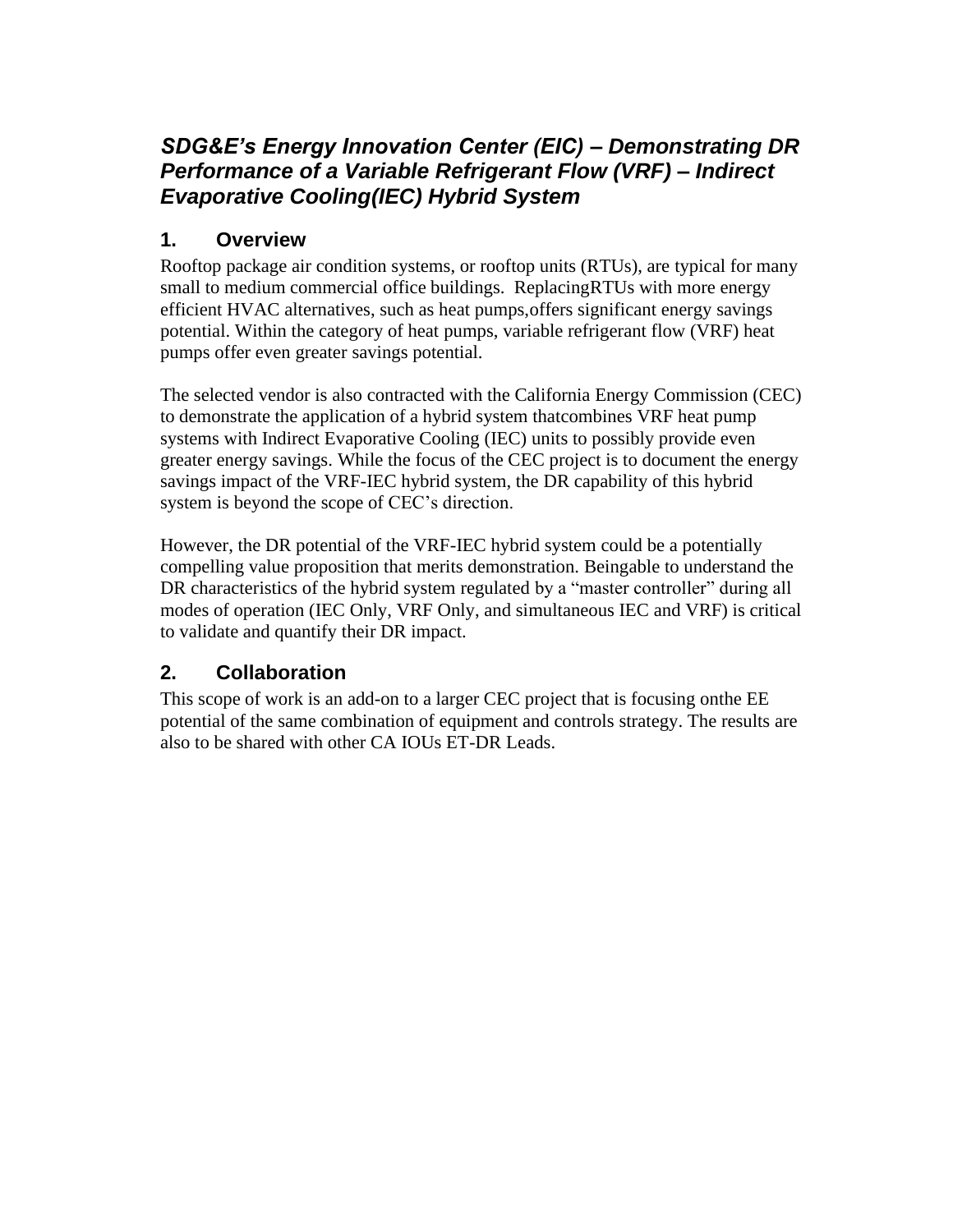# *SDG&E's Energy Innovation Center (EIC) – Demonstrating DR Performance of a Variable Refrigerant Flow (VRF) – Indirect Evaporative Cooling(IEC) Hybrid System*

## 1. Overview

Rooftop package air condition systems, or rooftop units (RTUs), are typical for many small to medium commercial office buildings. ReplacingRTUs with more energy efficient HVAC alternatives, such as heat pumps,offers significant energy savings potential. Within the category of heat pumps, variable refrigerant flow (VRF) heat pumps offer even greater savings potential.

The selected vendor is also contracted with the California Energy Commission (CEC) to demonstrate the application of a hybrid system thatcombines VRF heat pump systems with Indirect Evaporative Cooling (IEC) units to possibly provide even greater energy savings. While the focus of the CEC project is to document the energy savings impact of the VRF-IEC hybrid system, the DR capability of this hybrid system is beyond the scope of CEC's direction.

However, the DR potential of the VRF-IEC hybrid system could be a potentially compelling value proposition that merits demonstration. Beingable to understand the DR characteristics of the hybrid system regulated by a "master controller" during all modes of operation (IEC Only, VRF Only, and simultaneous IEC and VRF) is critical to validate and quantify their DR impact.

## 2. Collaboration

This scope of work is an add-on to a larger CEC project that is focusing onthe EE potential of the same combination of equipment and controls strategy. The results are also to be shared with other CA IOUs ET-DR Leads.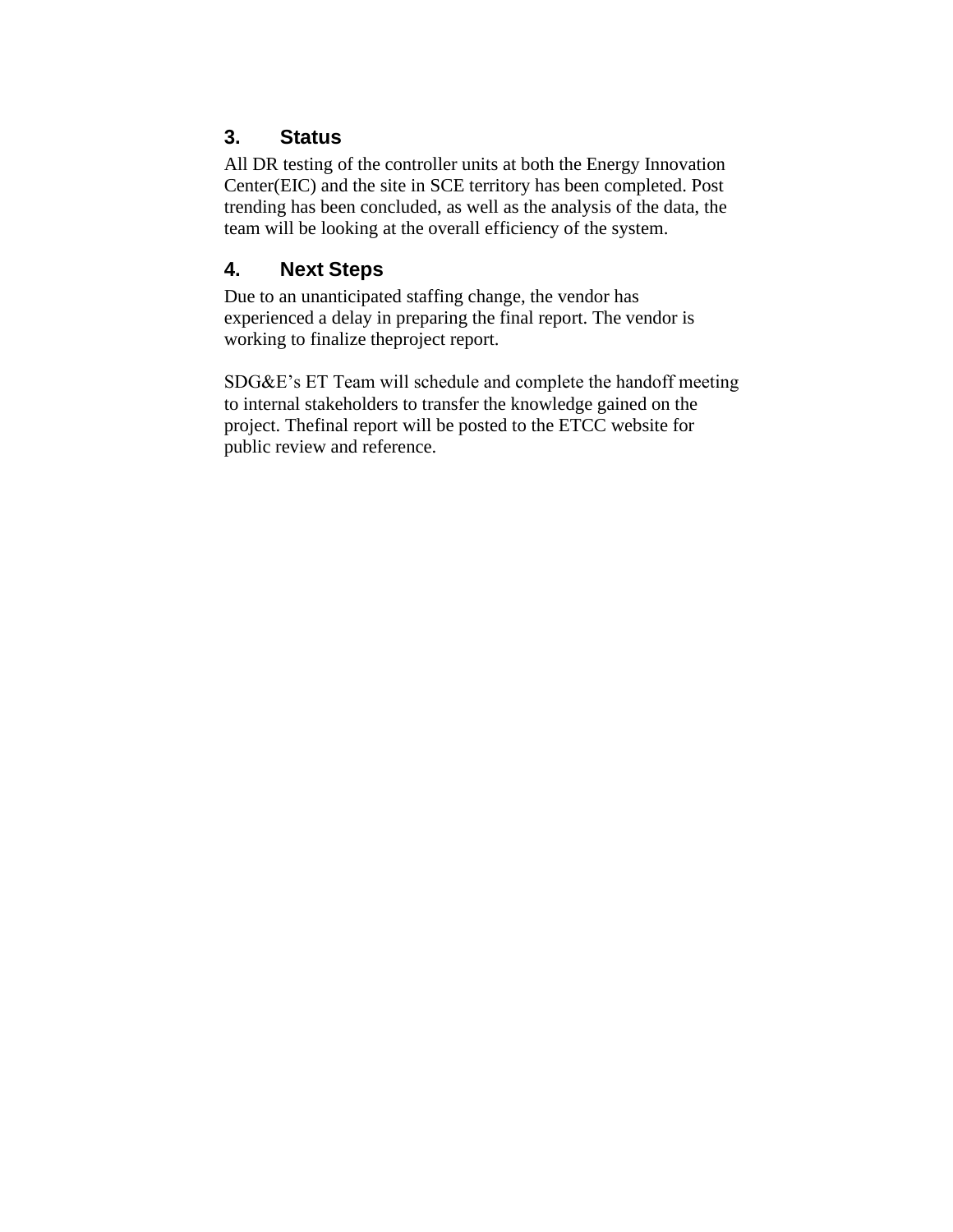## 3. Status

All DR testing of the controller units at both the Energy Innovation Center(EIC) and the site in SCE territory has been completed. Post trending has been concluded, as well as the analysis of the data, the team will be looking at the overall efficiency of the system.

## 4. Next Steps

Due to an unanticipated staffing change, the vendor has experienced a delay in preparing the final report. The vendor is working to finalize theproject report.

SDG&E's ET Team will schedule and complete the handoff meeting to internal stakeholders to transfer the knowledge gained on the project. Thefinal report will be posted to the ETCC website for public review and reference.